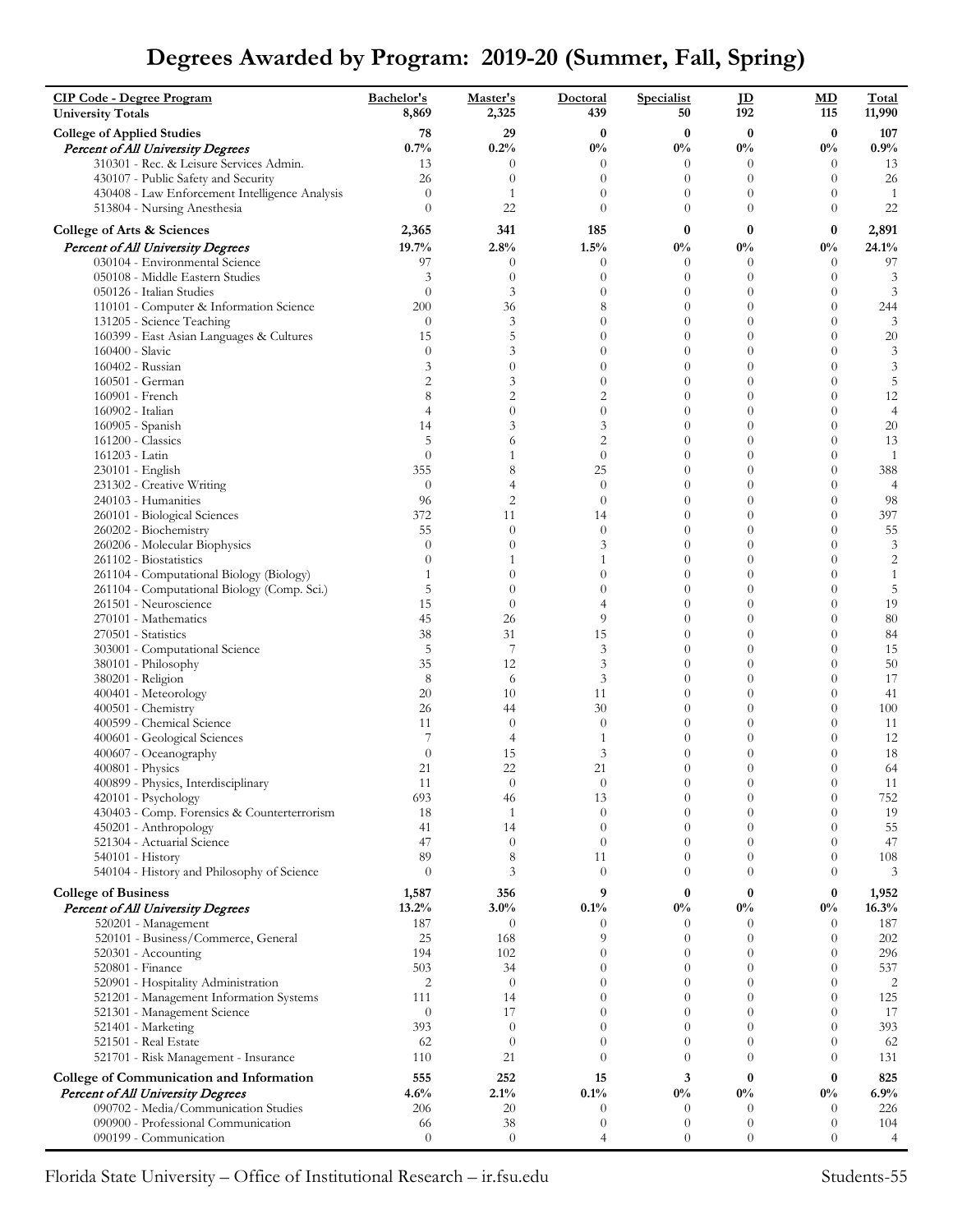# Degrees Awarded by Program: 2019-20 (Summer, Fall, Spring)

| CIP Code - Degree Program | Bachelor's | Master's | Doctoral | Specialist | JD | MD | Total |
|---|---|---|---|---|---|---|---|
| **University Totals** | **8,869** | **2,325** | **439** | **50** | **192** | **115** | **11,990** |
| **College of Applied Studies** | **78** | **29** | **0** | **0** | **0** | **0** | **107** |
| ***Percent of All University Degrees*** | **0.7%** | **0.2%** | **0%** | **0%** | **0%** | **0%** | **0.9%** |
| 310301 - Rec. & Leisure Services Admin. | 13 | 0 | 0 | 0 | 0 | 0 | 13 |
| 430107 - Public Safety and Security | 26 | 0 | 0 | 0 | 0 | 0 | 26 |
| 430408 - Law Enforcement Intelligence Analysis | 0 | 1 | 0 | 0 | 0 | 0 | 1 |
| 513804 - Nursing Anesthesia | 0 | 22 | 0 | 0 | 0 | 0 | 22 |
| **College of Arts & Sciences** | **2,365** | **341** | **185** | **0** | **0** | **0** | **2,891** |
| ***Percent of All University Degrees*** | **19.7%** | **2.8%** | **1.5%** | **0%** | **0%** | **0%** | **24.1%** |
| 030104 - Environmental Science | 97 | 0 | 0 | 0 | 0 | 0 | 97 |
| 050108 - Middle Eastern Studies | 3 | 0 | 0 | 0 | 0 | 0 | 3 |
| 050126 - Italian Studies | 0 | 3 | 0 | 0 | 0 | 0 | 3 |
| 110101 - Computer & Information Science | 200 | 36 | 8 | 0 | 0 | 0 | 244 |
| 131205 - Science Teaching | 0 | 3 | 0 | 0 | 0 | 0 | 3 |
| 160399 - East Asian Languages & Cultures | 15 | 5 | 0 | 0 | 0 | 0 | 20 |
| 160400 - Slavic | 0 | 3 | 0 | 0 | 0 | 0 | 3 |
| 160402 - Russian | 3 | 0 | 0 | 0 | 0 | 0 | 3 |
| 160501 - German | 2 | 3 | 0 | 0 | 0 | 0 | 5 |
| 160901 - French | 8 | 2 | 2 | 0 | 0 | 0 | 12 |
| 160902 - Italian | 4 | 0 | 0 | 0 | 0 | 0 | 4 |
| 160905 - Spanish | 14 | 3 | 3 | 0 | 0 | 0 | 20 |
| 161200 - Classics | 5 | 6 | 2 | 0 | 0 | 0 | 13 |
| 161203 - Latin | 0 | 1 | 0 | 0 | 0 | 0 | 1 |
| 230101 - English | 355 | 8 | 25 | 0 | 0 | 0 | 388 |
| 231302 - Creative Writing | 0 | 4 | 0 | 0 | 0 | 0 | 4 |
| 240103 - Humanities | 96 | 2 | 0 | 0 | 0 | 0 | 98 |
| 260101 - Biological Sciences | 372 | 11 | 14 | 0 | 0 | 0 | 397 |
| 260202 - Biochemistry | 55 | 0 | 0 | 0 | 0 | 0 | 55 |
| 260206 - Molecular Biophysics | 0 | 0 | 3 | 0 | 0 | 0 | 3 |
| 261102 - Biostatistics | 0 | 1 | 1 | 0 | 0 | 0 | 2 |
| 261104 - Computational Biology (Biology) | 1 | 0 | 0 | 0 | 0 | 0 | 1 |
| 261104 - Computational Biology (Comp. Sci.) | 5 | 0 | 0 | 0 | 0 | 0 | 5 |
| 261501 - Neuroscience | 15 | 0 | 4 | 0 | 0 | 0 | 19 |
| 270101 - Mathematics | 45 | 26 | 9 | 0 | 0 | 0 | 80 |
| 270501 - Statistics | 38 | 31 | 15 | 0 | 0 | 0 | 84 |
| 303001 - Computational Science | 5 | 7 | 3 | 0 | 0 | 0 | 15 |
| 380101 - Philosophy | 35 | 12 | 3 | 0 | 0 | 0 | 50 |
| 380201 - Religion | 8 | 6 | 3 | 0 | 0 | 0 | 17 |
| 400401 - Meteorology | 20 | 10 | 11 | 0 | 0 | 0 | 41 |
| 400501 - Chemistry | 26 | 44 | 30 | 0 | 0 | 0 | 100 |
| 400599 - Chemical Science | 11 | 0 | 0 | 0 | 0 | 0 | 11 |
| 400601 - Geological Sciences | 7 | 4 | 1 | 0 | 0 | 0 | 12 |
| 400607 - Oceanography | 0 | 15 | 3 | 0 | 0 | 0 | 18 |
| 400801 - Physics | 21 | 22 | 21 | 0 | 0 | 0 | 64 |
| 400899 - Physics, Interdisciplinary | 11 | 0 | 0 | 0 | 0 | 0 | 11 |
| 420101 - Psychology | 693 | 46 | 13 | 0 | 0 | 0 | 752 |
| 430403 - Comp. Forensics & Counterterrorism | 18 | 1 | 0 | 0 | 0 | 0 | 19 |
| 450201 - Anthropology | 41 | 14 | 0 | 0 | 0 | 0 | 55 |
| 521304 - Actuarial Science | 47 | 0 | 0 | 0 | 0 | 0 | 47 |
| 540101 - History | 89 | 8 | 11 | 0 | 0 | 0 | 108 |
| 540104 - History and Philosophy of Science | 0 | 3 | 0 | 0 | 0 | 0 | 3 |
| **College of Business** | **1,587** | **356** | **9** | **0** | **0** | **0** | **1,952** |
| ***Percent of All University Degrees*** | **13.2%** | **3.0%** | **0.1%** | **0%** | **0%** | **0%** | **16.3%** |
| 520201 - Management | 187 | 0 | 0 | 0 | 0 | 0 | 187 |
| 520101 - Business/Commerce, General | 25 | 168 | 9 | 0 | 0 | 0 | 202 |
| 520301 - Accounting | 194 | 102 | 0 | 0 | 0 | 0 | 296 |
| 520801 - Finance | 503 | 34 | 0 | 0 | 0 | 0 | 537 |
| 520901 - Hospitality Administration | 2 | 0 | 0 | 0 | 0 | 0 | 2 |
| 521201 - Management Information Systems | 111 | 14 | 0 | 0 | 0 | 0 | 125 |
| 521301 - Management Science | 0 | 17 | 0 | 0 | 0 | 0 | 17 |
| 521401 - Marketing | 393 | 0 | 0 | 0 | 0 | 0 | 393 |
| 521501 - Real Estate | 62 | 0 | 0 | 0 | 0 | 0 | 62 |
| 521701 - Risk Management - Insurance | 110 | 21 | 0 | 0 | 0 | 0 | 131 |
| **College of Communication and Information** | **555** | **252** | **15** | **3** | **0** | **0** | **825** |
| ***Percent of All University Degrees*** | **4.6%** | **2.1%** | **0.1%** | **0%** | **0%** | **0%** | **6.9%** |
| 090702 - Media/Communication Studies | 206 | 20 | 0 | 0 | 0 | 0 | 226 |
| 090900 - Professional Communication | 66 | 38 | 0 | 0 | 0 | 0 | 104 |
| 090199 - Communication | 0 | 0 | 4 | 0 | 0 | 0 | 4 |

Florida State University – Office of Institutional Research – ir.fsu.edu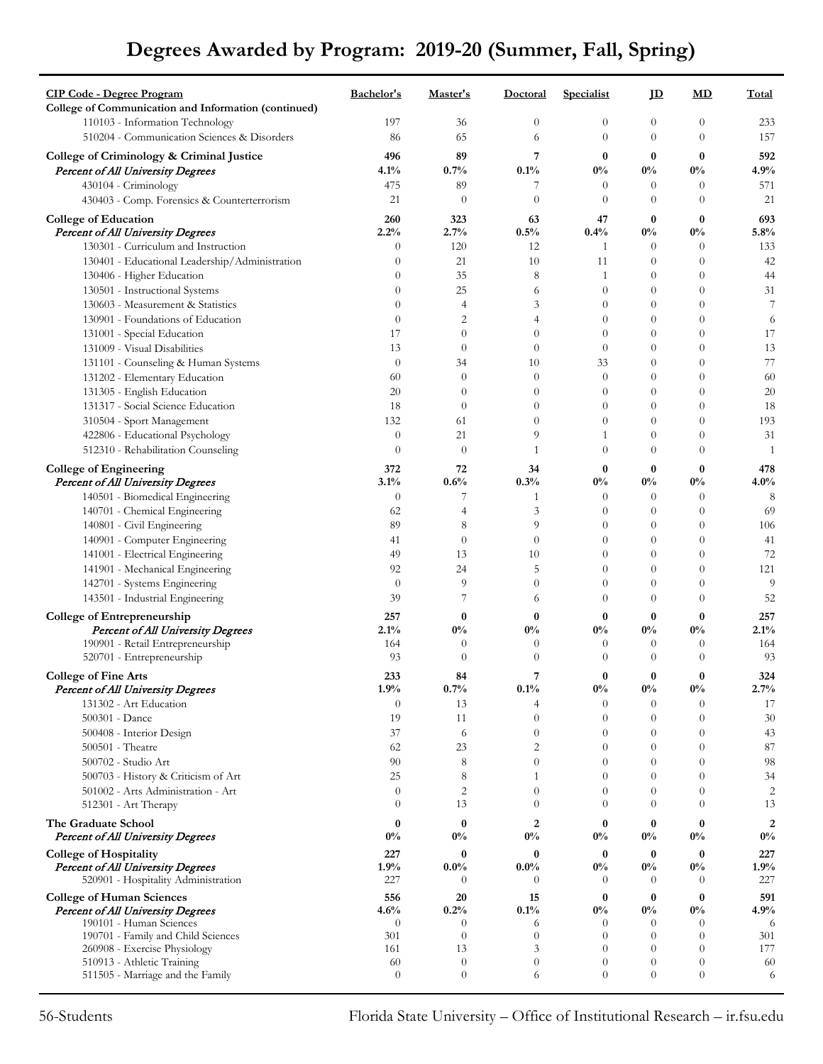# Degrees Awarded by Program: 2019-20 (Summer, Fall, Spring)

| CIP Code - Degree Program | Bachelor's | Master's | Doctoral | Specialist | JD | MD | Total |
|---|---|---|---|---|---|---|---|
| **College of Communication and Information (continued)** | | | | | | | |
| 110103 - Information Technology | 197 | 36 | 0 | 0 | 0 | 0 | 233 |
| 510204 - Communication Sciences & Disorders | 86 | 65 | 6 | 0 | 0 | 0 | 157 |
| **College of Criminology & Criminal Justice** | **496** | **89** | **7** | **0** | **0** | **0** | **592** |
| ***Percent of All University Degrees*** | **4.1%** | **0.7%** | **0.1%** | **0%** | **0%** | **0%** | **4.9%** |
| 430104 - Criminology | 475 | 89 | 7 | 0 | 0 | 0 | 571 |
| 430403 - Comp. Forensics & Counterterrorism | 21 | 0 | 0 | 0 | 0 | 0 | 21 |
| **College of Education** | **260** | **323** | **63** | **47** | **0** | **0** | **693** |
| ***Percent of All University Degrees*** | **2.2%** | **2.7%** | **0.5%** | **0.4%** | **0%** | **0%** | **5.8%** |
| 130301 - Curriculum and Instruction | 0 | 120 | 12 | 1 | 0 | 0 | 133 |
| 130401 - Educational Leadership/Administration | 0 | 21 | 10 | 11 | 0 | 0 | 42 |
| 130406 - Higher Education | 0 | 35 | 8 | 1 | 0 | 0 | 44 |
| 130501 - Instructional Systems | 0 | 25 | 6 | 0 | 0 | 0 | 31 |
| 130603 - Measurement & Statistics | 0 | 4 | 3 | 0 | 0 | 0 | 7 |
| 130901 - Foundations of Education | 0 | 2 | 4 | 0 | 0 | 0 | 6 |
| 131001 - Special Education | 17 | 0 | 0 | 0 | 0 | 0 | 17 |
| 131009 - Visual Disabilities | 13 | 0 | 0 | 0 | 0 | 0 | 13 |
| 131101 - Counseling & Human Systems | 0 | 34 | 10 | 33 | 0 | 0 | 77 |
| 131202 - Elementary Education | 60 | 0 | 0 | 0 | 0 | 0 | 60 |
| 131305 - English Education | 20 | 0 | 0 | 0 | 0 | 0 | 20 |
| 131317 - Social Science Education | 18 | 0 | 0 | 0 | 0 | 0 | 18 |
| 310504 - Sport Management | 132 | 61 | 0 | 0 | 0 | 0 | 193 |
| 422806 - Educational Psychology | 0 | 21 | 9 | 1 | 0 | 0 | 31 |
| 512310 - Rehabilitation Counseling | 0 | 0 | 1 | 0 | 0 | 0 | 1 |
| **College of Engineering** | **372** | **72** | **34** | **0** | **0** | **0** | **478** |
| ***Percent of All University Degrees*** | **3.1%** | **0.6%** | **0.3%** | **0%** | **0%** | **0%** | **4.0%** |
| 140501 - Biomedical Engineering | 0 | 7 | 1 | 0 | 0 | 0 | 8 |
| 140701 - Chemical Engineering | 62 | 4 | 3 | 0 | 0 | 0 | 69 |
| 140801 - Civil Engineering | 89 | 8 | 9 | 0 | 0 | 0 | 106 |
| 140901 - Computer Engineering | 41 | 0 | 0 | 0 | 0 | 0 | 41 |
| 141001 - Electrical Engineering | 49 | 13 | 10 | 0 | 0 | 0 | 72 |
| 141901 - Mechanical Engineering | 92 | 24 | 5 | 0 | 0 | 0 | 121 |
| 142701 - Systems Engineering | 0 | 9 | 0 | 0 | 0 | 0 | 9 |
| 143501 - Industrial Engineering | 39 | 7 | 6 | 0 | 0 | 0 | 52 |
| **College of Entrepreneurship** | **257** | **0** | **0** | **0** | **0** | **0** | **257** |
| ***Percent of All University Degrees*** | **2.1%** | **0%** | **0%** | **0%** | **0%** | **0%** | **2.1%** |
| 190901 - Retail Entrepreneurship | 164 | 0 | 0 | 0 | 0 | 0 | 164 |
| 520701 - Entrepreneurship | 93 | 0 | 0 | 0 | 0 | 0 | 93 |
| **College of Fine Arts** | **233** | **84** | **7** | **0** | **0** | **0** | **324** |
| ***Percent of All University Degrees*** | **1.9%** | **0.7%** | **0.1%** | **0%** | **0%** | **0%** | **2.7%** |
| 131302 - Art Education | 0 | 13 | 4 | 0 | 0 | 0 | 17 |
| 500301 - Dance | 19 | 11 | 0 | 0 | 0 | 0 | 30 |
| 500408 - Interior Design | 37 | 6 | 0 | 0 | 0 | 0 | 43 |
| 500501 - Theatre | 62 | 23 | 2 | 0 | 0 | 0 | 87 |
| 500702 - Studio Art | 90 | 8 | 0 | 0 | 0 | 0 | 98 |
| 500703 - History & Criticism of Art | 25 | 8 | 1 | 0 | 0 | 0 | 34 |
| 501002 - Arts Administration - Art | 0 | 2 | 0 | 0 | 0 | 0 | 2 |
| 512301 - Art Therapy | 0 | 13 | 0 | 0 | 0 | 0 | 13 |
| **The Graduate School** | **0** | **0** | **2** | **0** | **0** | **0** | **2** |
| ***Percent of All University Degrees*** | **0%** | **0%** | **0%** | **0%** | **0%** | **0%** | **0%** |
| **College of Hospitality** | **227** | **0** | **0** | **0** | **0** | **0** | **227** |
| ***Percent of All University Degrees*** | **1.9%** | **0.0%** | **0.0%** | **0%** | **0%** | **0%** | **1.9%** |
| 520901 - Hospitality Administration | 227 | 0 | 0 | 0 | 0 | 0 | 227 |
| **College of Human Sciences** | **556** | **20** | **15** | **0** | **0** | **0** | **591** |
| ***Percent of All University Degrees*** | **4.6%** | **0.2%** | **0.1%** | **0%** | **0%** | **0%** | **4.9%** |
| 190101 - Human Sciences | 0 | 0 | 6 | 0 | 0 | 0 | 6 |
| 190701 - Family and Child Sciences | 301 | 0 | 0 | 0 | 0 | 0 | 301 |
| 260908 - Exercise Physiology | 161 | 13 | 3 | 0 | 0 | 0 | 177 |
| 510913 - Athletic Training | 60 | 0 | 0 | 0 | 0 | 0 | 60 |
| 511505 - Marriage and the Family | 0 | 0 | 6 | 0 | 0 | 0 | 6 |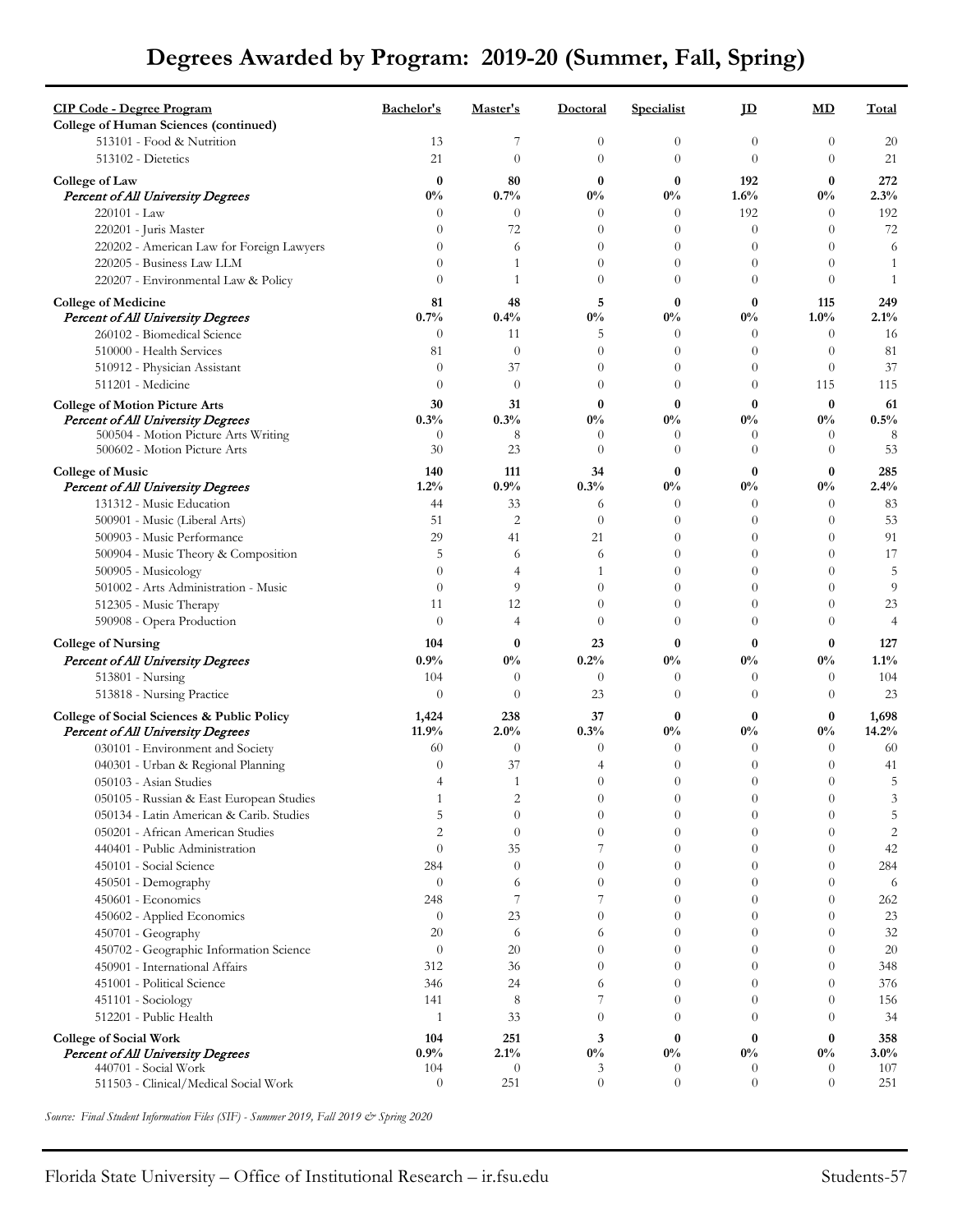# Degrees Awarded by Program: 2019-20 (Summer, Fall, Spring)

| CIP Code - Degree Program | Bachelor's | Master's | Doctoral | Specialist | JD | MD | Total |
|---|---|---|---|---|---|---|---|
| **College of Human Sciences (continued)** | | | | | | | |
| 513101 - Food & Nutrition | 13 | 7 | 0 | 0 | 0 | 0 | 20 |
| 513102 - Dietetics | 21 | 0 | 0 | 0 | 0 | 0 | 21 |
| **College of Law** | **0** | **80** | **0** | **0** | **192** | **0** | **272** |
| ***Percent of All University Degrees*** | **0%** | **0.7%** | **0%** | **0%** | **1.6%** | **0%** | **2.3%** |
| 220101 - Law | 0 | 0 | 0 | 0 | 192 | 0 | 192 |
| 220201 - Juris Master | 0 | 72 | 0 | 0 | 0 | 0 | 72 |
| 220202 - American Law for Foreign Lawyers | 0 | 6 | 0 | 0 | 0 | 0 | 6 |
| 220205 - Business Law LLM | 0 | 1 | 0 | 0 | 0 | 0 | 1 |
| 220207 - Environmental Law & Policy | 0 | 1 | 0 | 0 | 0 | 0 | 1 |
| **College of Medicine** | **81** | **48** | **5** | **0** | **0** | **115** | **249** |
| ***Percent of All University Degrees*** | **0.7%** | **0.4%** | **0%** | **0%** | **0%** | **1.0%** | **2.1%** |
| 260102 - Biomedical Science | 0 | 11 | 5 | 0 | 0 | 0 | 16 |
| 510000 - Health Services | 81 | 0 | 0 | 0 | 0 | 0 | 81 |
| 510912 - Physician Assistant | 0 | 37 | 0 | 0 | 0 | 0 | 37 |
| 511201 - Medicine | 0 | 0 | 0 | 0 | 0 | 115 | 115 |
| **College of Motion Picture Arts** | **30** | **31** | **0** | **0** | **0** | **0** | **61** |
| ***Percent of All University Degrees*** | **0.3%** | **0.3%** | **0%** | **0%** | **0%** | **0%** | **0.5%** |
| 500504 - Motion Picture Arts Writing | 0 | 8 | 0 | 0 | 0 | 0 | 8 |
| 500602 - Motion Picture Arts | 30 | 23 | 0 | 0 | 0 | 0 | 53 |
| **College of Music** | **140** | **111** | **34** | **0** | **0** | **0** | **285** |
| ***Percent of All University Degrees*** | **1.2%** | **0.9%** | **0.3%** | **0%** | **0%** | **0%** | **2.4%** |
| 131312 - Music Education | 44 | 33 | 6 | 0 | 0 | 0 | 83 |
| 500901 - Music (Liberal Arts) | 51 | 2 | 0 | 0 | 0 | 0 | 53 |
| 500903 - Music Performance | 29 | 41 | 21 | 0 | 0 | 0 | 91 |
| 500904 - Music Theory & Composition | 5 | 6 | 6 | 0 | 0 | 0 | 17 |
| 500905 - Musicology | 0 | 4 | 1 | 0 | 0 | 0 | 5 |
| 501002 - Arts Administration - Music | 0 | 9 | 0 | 0 | 0 | 0 | 9 |
| 512305 - Music Therapy | 11 | 12 | 0 | 0 | 0 | 0 | 23 |
| 590908 - Opera Production | 0 | 4 | 0 | 0 | 0 | 0 | 4 |
| **College of Nursing** | **104** | **0** | **23** | **0** | **0** | **0** | **127** |
| ***Percent of All University Degrees*** | **0.9%** | **0%** | **0.2%** | **0%** | **0%** | **0%** | **1.1%** |
| 513801 - Nursing | 104 | 0 | 0 | 0 | 0 | 0 | 104 |
| 513818 - Nursing Practice | 0 | 0 | 23 | 0 | 0 | 0 | 23 |
| **College of Social Sciences & Public Policy** | **1,424** | **238** | **37** | **0** | **0** | **0** | **1,698** |
| ***Percent of All University Degrees*** | **11.9%** | **2.0%** | **0.3%** | **0%** | **0%** | **0%** | **14.2%** |
| 030101 - Environment and Society | 60 | 0 | 0 | 0 | 0 | 0 | 60 |
| 040301 - Urban & Regional Planning | 0 | 37 | 4 | 0 | 0 | 0 | 41 |
| 050103 - Asian Studies | 4 | 1 | 0 | 0 | 0 | 0 | 5 |
| 050105 - Russian & East European Studies | 1 | 2 | 0 | 0 | 0 | 0 | 3 |
| 050134 - Latin American & Carib. Studies | 5 | 0 | 0 | 0 | 0 | 0 | 5 |
| 050201 - African American Studies | 2 | 0 | 0 | 0 | 0 | 0 | 2 |
| 440401 - Public Administration | 0 | 35 | 7 | 0 | 0 | 0 | 42 |
| 450101 - Social Science | 284 | 0 | 0 | 0 | 0 | 0 | 284 |
| 450501 - Demography | 0 | 6 | 0 | 0 | 0 | 0 | 6 |
| 450601 - Economics | 248 | 7 | 7 | 0 | 0 | 0 | 262 |
| 450602 - Applied Economics | 0 | 23 | 0 | 0 | 0 | 0 | 23 |
| 450701 - Geography | 20 | 6 | 6 | 0 | 0 | 0 | 32 |
| 450702 - Geographic Information Science | 0 | 20 | 0 | 0 | 0 | 0 | 20 |
| 450901 - International Affairs | 312 | 36 | 0 | 0 | 0 | 0 | 348 |
| 451001 - Political Science | 346 | 24 | 6 | 0 | 0 | 0 | 376 |
| 451101 - Sociology | 141 | 8 | 7 | 0 | 0 | 0 | 156 |
| 512201 - Public Health | 1 | 33 | 0 | 0 | 0 | 0 | 34 |
| **College of Social Work** | **104** | **251** | **3** | **0** | **0** | **0** | **358** |
| ***Percent of All University Degrees*** | **0.9%** | **2.1%** | **0%** | **0%** | **0%** | **0%** | **3.0%** |
| 440701 - Social Work | 104 | 0 | 3 | 0 | 0 | 0 | 107 |
| 511503 - Clinical/Medical Social Work | 0 | 251 | 0 | 0 | 0 | 0 | 251 |

*Source: Final Student Information Files (SIF) - Summer 2019, Fall 2019 & Spring 2020*

Florida State University – Office of Institutional Research – ir.fsu.edu